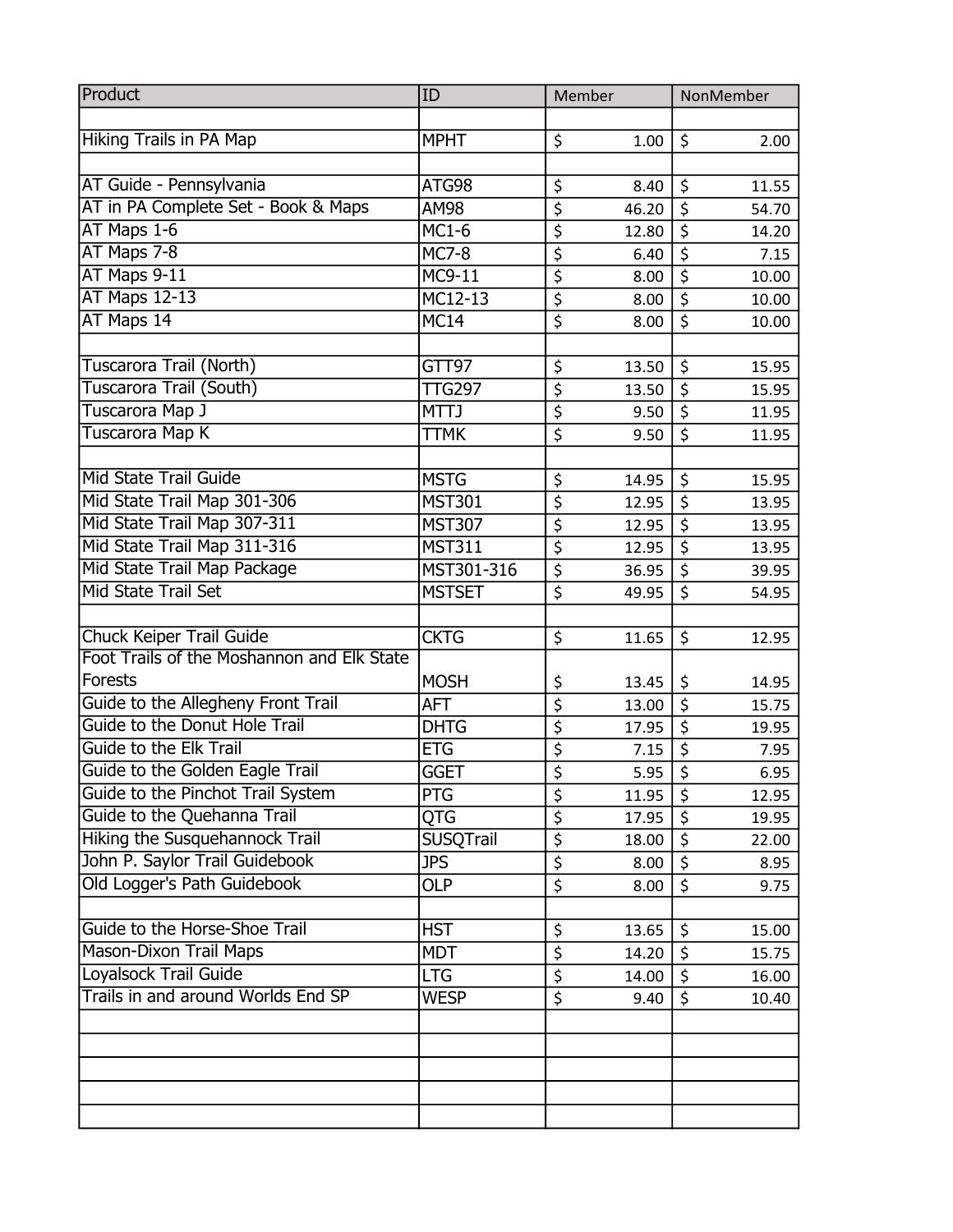| Product | ID | Member | NonMember |
|---|---|---|---|
| | | | |
| Hiking Trails in PA Map | MPHT | $ 1.00 | $ 2.00 |
| | | | |
| AT Guide - Pennsylvania | ATG98 | $ 8.40 | $ 11.55 |
| AT in PA Complete Set - Book & Maps | AM98 | $ 46.20 | $ 54.70 |
| AT Maps 1-6 | MC1-6 | $ 12.80 | $ 14.20 |
| AT Maps 7-8 | MC7-8 | $ 6.40 | $ 7.15 |
| AT Maps 9-11 | MC9-11 | $ 8.00 | $ 10.00 |
| AT Maps 12-13 | MC12-13 | $ 8.00 | $ 10.00 |
| AT Maps 14 | MC14 | $ 8.00 | $ 10.00 |
| | | | |
| Tuscarora Trail (North) | GTT97 | $ 13.50 | $ 15.95 |
| Tuscarora Trail (South) | TTG297 | $ 13.50 | $ 15.95 |
| Tuscarora Map J | MTTJ | $ 9.50 | $ 11.95 |
| Tuscarora Map K | TTMK | $ 9.50 | $ 11.95 |
| | | | |
| Mid State Trail Guide | MSTG | $ 14.95 | $ 15.95 |
| Mid State Trail Map 301-306 | MST301 | $ 12.95 | $ 13.95 |
| Mid State Trail Map 307-311 | MST307 | $ 12.95 | $ 13.95 |
| Mid State Trail Map 311-316 | MST311 | $ 12.95 | $ 13.95 |
| Mid State Trail Map Package | MST301-316 | $ 36.95 | $ 39.95 |
| Mid State Trail Set | MSTSET | $ 49.95 | $ 54.95 |
| | | | |
| Chuck Keiper Trail Guide | CKTG | $ 11.65 | $ 12.95 |
| Foot Trails of the Moshannon and Elk State Forests | MOSH | $ 13.45 | $ 14.95 |
| Guide to the Allegheny Front Trail | AFT | $ 13.00 | $ 15.75 |
| Guide to the Donut Hole Trail | DHTG | $ 17.95 | $ 19.95 |
| Guide to the Elk Trail | ETG | $ 7.15 | $ 7.95 |
| Guide to the Golden Eagle Trail | GGET | $ 5.95 | $ 6.95 |
| Guide to the Pinchot Trail System | PTG | $ 11.95 | $ 12.95 |
| Guide to the Quehanna Trail | QTG | $ 17.95 | $ 19.95 |
| Hiking the Susquehannock Trail | SUSQTrail | $ 18.00 | $ 22.00 |
| John P. Saylor Trail Guidebook | JPS | $ 8.00 | $ 8.95 |
| Old Logger's Path Guidebook | OLP | $ 8.00 | $ 9.75 |
| | | | |
| Guide to the Horse-Shoe Trail | HST | $ 13.65 | $ 15.00 |
| Mason-Dixon Trail Maps | MDT | $ 14.20 | $ 15.75 |
| Loyalsock Trail Guide | LTG | $ 14.00 | $ 16.00 |
| Trails in and around Worlds End SP | WESP | $ 9.40 | $ 10.40 |
| | | | |
| | | | |
| | | | |
| | | | |
| | | | |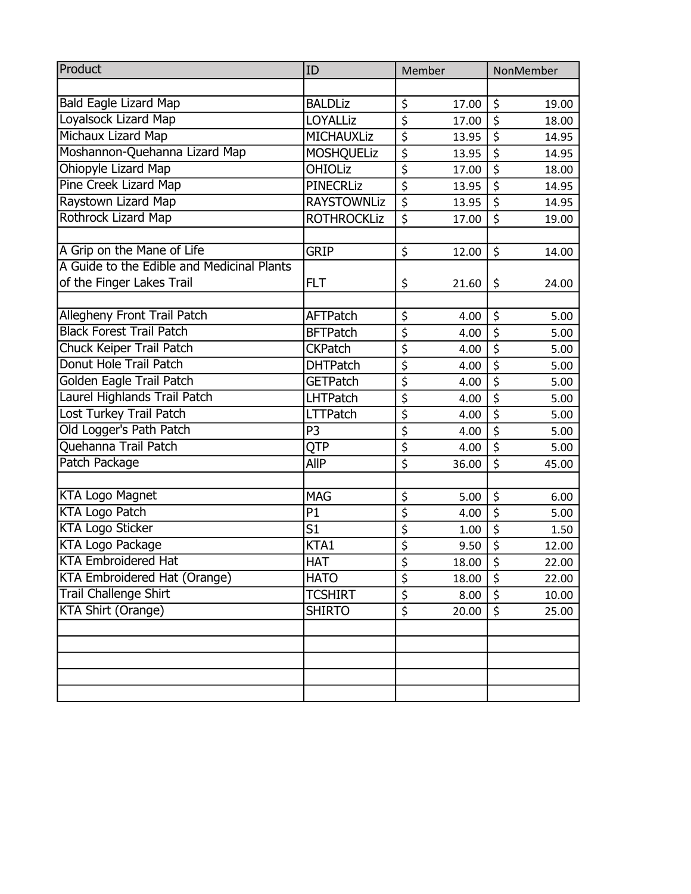| Product | ID | Member | NonMember |
|---|---|---|---|
| | | | |
| Bald Eagle Lizard Map | BALDLiz | $ 17.00 | $ 19.00 |
| Loyalsock Lizard Map | LOYALLiz | $ 17.00 | $ 18.00 |
| Michaux Lizard Map | MICHAUXLiz | $ 13.95 | $ 14.95 |
| Moshannon-Quehanna Lizard Map | MOSHQUELiz | $ 13.95 | $ 14.95 |
| Ohiopyle Lizard Map | OHIOLiz | $ 17.00 | $ 18.00 |
| Pine Creek Lizard Map | PINECRLiz | $ 13.95 | $ 14.95 |
| Raystown Lizard Map | RAYSTOWNLiz | $ 13.95 | $ 14.95 |
| Rothrock Lizard Map | ROTHROCKLiz | $ 17.00 | $ 19.00 |
| | | | |
| A Grip on the Mane of Life | GRIP | $ 12.00 | $ 14.00 |
| A Guide to the Edible and Medicinal Plants of the Finger Lakes Trail | FLT | $ 21.60 | $ 24.00 |
| | | | |
| Allegheny Front Trail Patch | AFTPatch | $ 4.00 | $ 5.00 |
| Black Forest Trail Patch | BFTPatch | $ 4.00 | $ 5.00 |
| Chuck Keiper Trail Patch | CKPatch | $ 4.00 | $ 5.00 |
| Donut Hole Trail Patch | DHTPatch | $ 4.00 | $ 5.00 |
| Golden Eagle Trail Patch | GETPatch | $ 4.00 | $ 5.00 |
| Laurel Highlands Trail Patch | LHTPatch | $ 4.00 | $ 5.00 |
| Lost Turkey Trail Patch | LTTPatch | $ 4.00 | $ 5.00 |
| Old Logger's Path Patch | P3 | $ 4.00 | $ 5.00 |
| Quehanna Trail Patch | QTP | $ 4.00 | $ 5.00 |
| Patch Package | AllP | $ 36.00 | $ 45.00 |
| | | | |
| KTA Logo Magnet | MAG | $ 5.00 | $ 6.00 |
| KTA Logo Patch | P1 | $ 4.00 | $ 5.00 |
| KTA Logo Sticker | S1 | $ 1.00 | $ 1.50 |
| KTA Logo Package | KTA1 | $ 9.50 | $ 12.00 |
| KTA Embroidered Hat | HAT | $ 18.00 | $ 22.00 |
| KTA Embroidered Hat (Orange) | HATO | $ 18.00 | $ 22.00 |
| Trail Challenge Shirt | TCSHIRT | $ 8.00 | $ 10.00 |
| KTA Shirt (Orange) | SHIRTO | $ 20.00 | $ 25.00 |
| | | | |
| | | | |
| | | | |
| | | | |
| | | | |